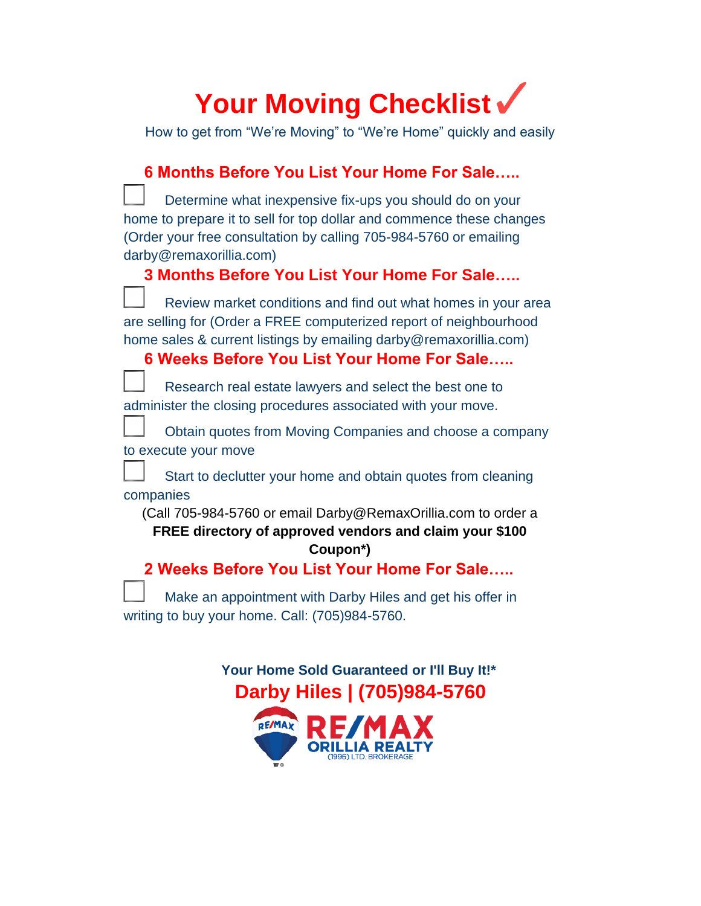# Your Moving Checklist ✓

How to get from "We're Moving" to "We're Home" quickly and easily

## 6 Months Before You List Your Home For Sale…..

- [ ] Determine what inexpensive fix-ups you should do on your home to prepare it to sell for top dollar and commence these changes (Order your free consultation by calling 705-984-5760 or emailing darby@remaxorillia.com)

## 3 Months Before You List Your Home For Sale…..

- [ ] Review market conditions and find out what homes in your area are selling for (Order a FREE computerized report of neighbourhood home sales & current listings by emailing darby@remaxorillia.com)

## 6 Weeks Before You List Your Home For Sale…..

- [ ] Research real estate lawyers and select the best one to administer the closing procedures associated with your move.
- [ ] Obtain quotes from Moving Companies and choose a company to execute your move
- [ ] Start to declutter your home and obtain quotes from cleaning companies

(Call 705-984-5760 or email Darby@RemaxOrillia.com to order a **FREE directory of approved vendors and claim your $100 Coupon*)**

## 2 Weeks Before You List Your Home For Sale…..

- [ ] Make an appointment with Darby Hiles and get his offer in writing to buy your home. Call: (705)984-5760.

**Your Home Sold Guaranteed or I'll Buy It!***

**Darby Hiles | (705)984-5760**

RE/MAX ORILLIA REALTY (1996) LTD. BROKERAGE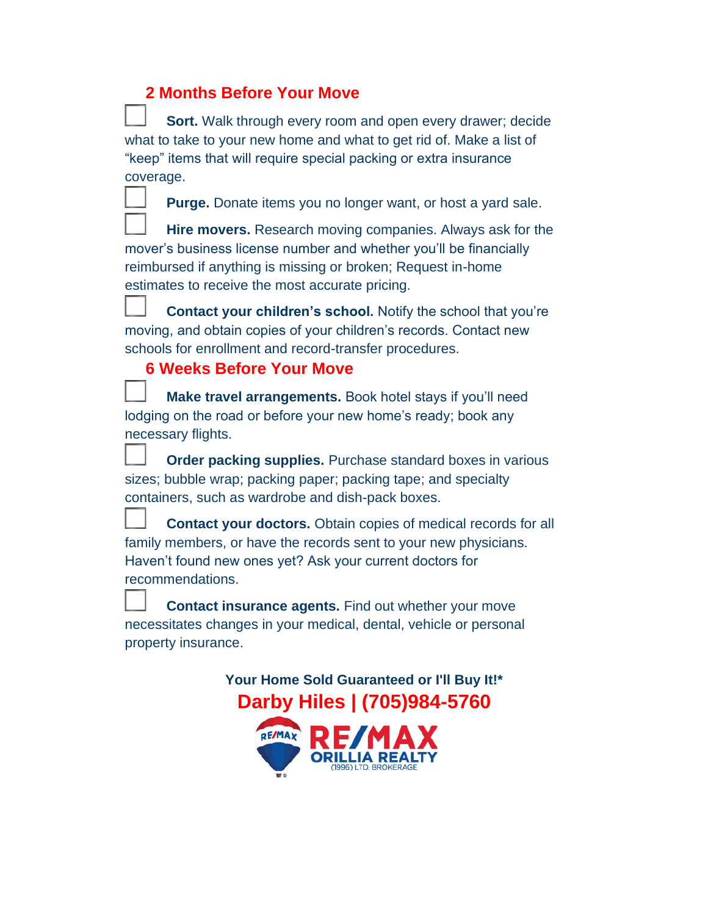## 2 Months Before Your Move

- [ ] **Sort.** Walk through every room and open every drawer; decide what to take to your new home and what to get rid of. Make a list of "keep" items that will require special packing or extra insurance coverage.
- [ ] **Purge.** Donate items you no longer want, or host a yard sale.
- [ ] **Hire movers.** Research moving companies. Always ask for the mover's business license number and whether you'll be financially reimbursed if anything is missing or broken; Request in-home estimates to receive the most accurate pricing.
- [ ] **Contact your children's school.** Notify the school that you're moving, and obtain copies of your children's records. Contact new schools for enrollment and record-transfer procedures.

## 6 Weeks Before Your Move

- [ ] **Make travel arrangements.** Book hotel stays if you'll need lodging on the road or before your new home's ready; book any necessary flights.
- [ ] **Order packing supplies.** Purchase standard boxes in various sizes; bubble wrap; packing paper; packing tape; and specialty containers, such as wardrobe and dish-pack boxes.
- [ ] **Contact your doctors.** Obtain copies of medical records for all family members, or have the records sent to your new physicians. Haven't found new ones yet? Ask your current doctors for recommendations.
- [ ] **Contact insurance agents.** Find out whether your move necessitates changes in your medical, dental, vehicle or personal property insurance.

**Your Home Sold Guaranteed or I'll Buy It!***

**Darby Hiles | (705)984-5760**

RE/MAX ORILLIA REALTY (1996) LTD. BROKERAGE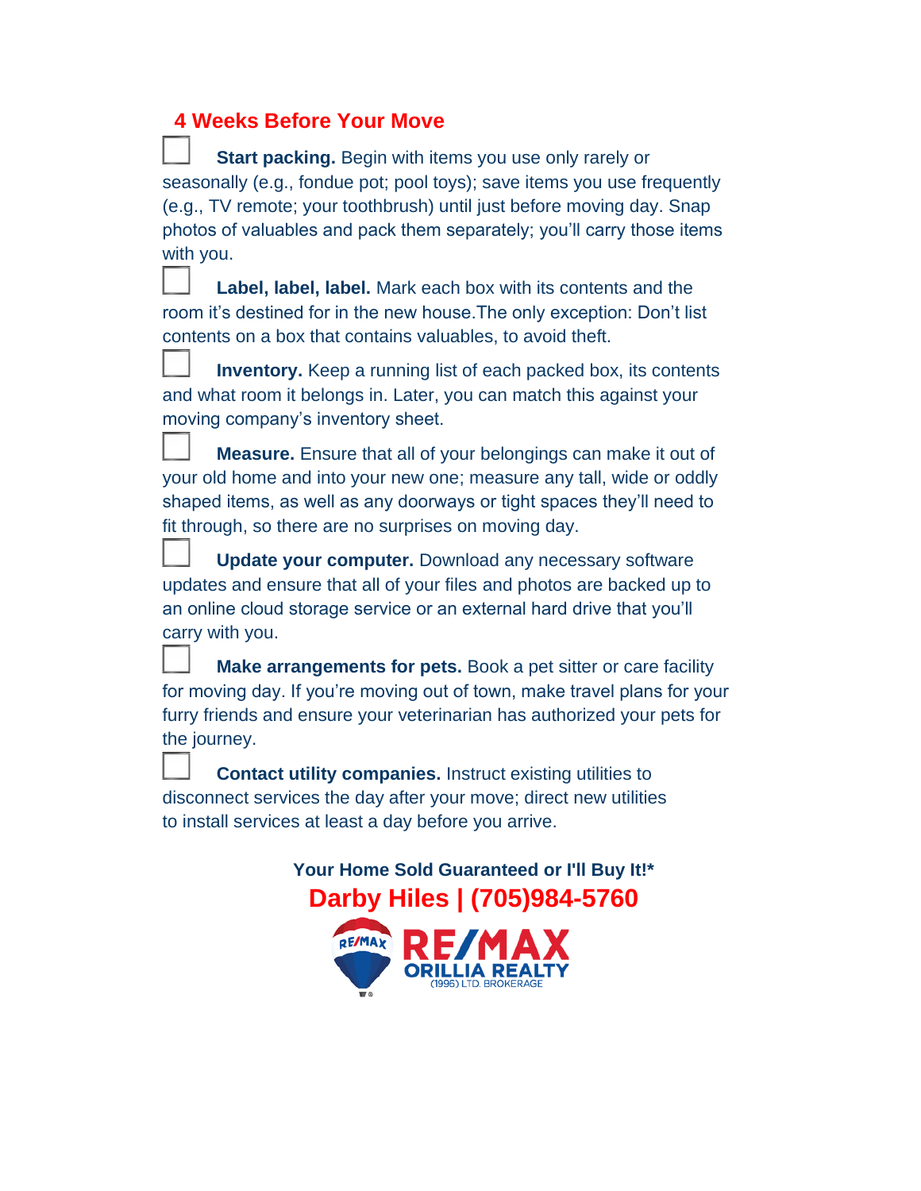## 4 Weeks Before Your Move

- [ ] **Start packing.** Begin with items you use only rarely or seasonally (e.g., fondue pot; pool toys); save items you use frequently (e.g., TV remote; your toothbrush) until just before moving day. Snap photos of valuables and pack them separately; you'll carry those items with you.
- [ ] **Label, label, label.** Mark each box with its contents and the room it's destined for in the new house.The only exception: Don't list contents on a box that contains valuables, to avoid theft.
- [ ] **Inventory.** Keep a running list of each packed box, its contents and what room it belongs in. Later, you can match this against your moving company's inventory sheet.
- [ ] **Measure.** Ensure that all of your belongings can make it out of your old home and into your new one; measure any tall, wide or oddly shaped items, as well as any doorways or tight spaces they'll need to fit through, so there are no surprises on moving day.
- [ ] **Update your computer.** Download any necessary software updates and ensure that all of your files and photos are backed up to an online cloud storage service or an external hard drive that you'll carry with you.
- [ ] **Make arrangements for pets.** Book a pet sitter or care facility for moving day. If you're moving out of town, make travel plans for your furry friends and ensure your veterinarian has authorized your pets for the journey.
- [ ] **Contact utility companies.** Instruct existing utilities to disconnect services the day after your move; direct new utilities to install services at least a day before you arrive.

**Your Home Sold Guaranteed or I'll Buy It!***

**Darby Hiles | (705)984-5760**

RE/MAX ORILLIA REALTY (1996) LTD. BROKERAGE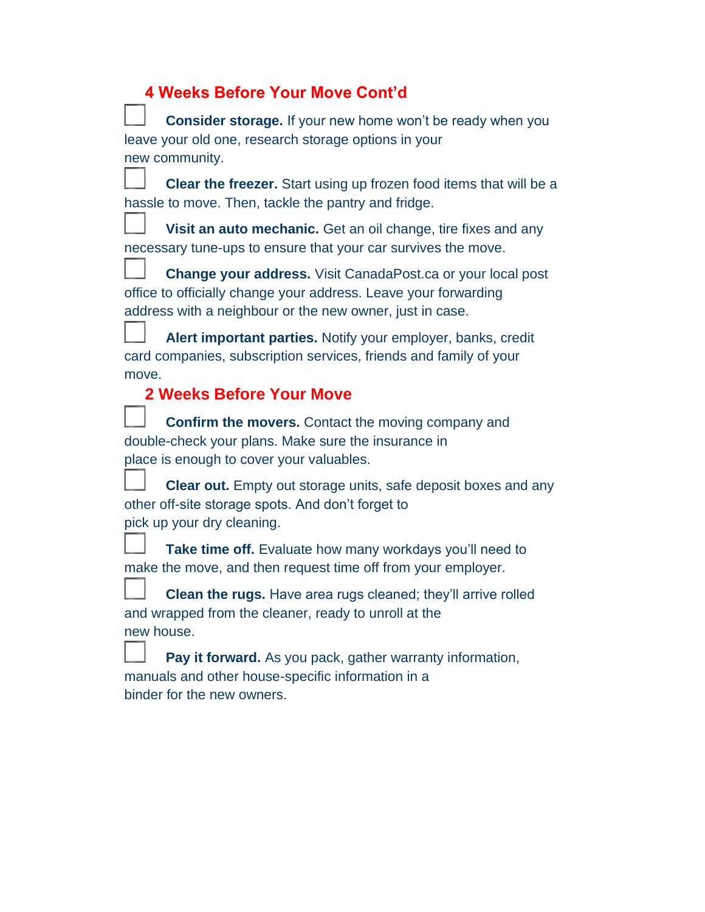## 4 Weeks Before Your Move Cont'd

- [ ] **Consider storage.** If your new home won't be ready when you leave your old one, research storage options in your new community.
- [ ] **Clear the freezer.** Start using up frozen food items that will be a hassle to move. Then, tackle the pantry and fridge.
- [ ] **Visit an auto mechanic.** Get an oil change, tire fixes and any necessary tune-ups to ensure that your car survives the move.
- [ ] **Change your address.** Visit CanadaPost.ca or your local post office to officially change your address. Leave your forwarding address with a neighbour or the new owner, just in case.
- [ ] **Alert important parties.** Notify your employer, banks, credit card companies, subscription services, friends and family of your move.

## 2 Weeks Before Your Move

- [ ] **Confirm the movers.** Contact the moving company and double-check your plans. Make sure the insurance in place is enough to cover your valuables.
- [ ] **Clear out.** Empty out storage units, safe deposit boxes and any other off-site storage spots. And don't forget to pick up your dry cleaning.
- [ ] **Take time off.** Evaluate how many workdays you'll need to make the move, and then request time off from your employer.
- [ ] **Clean the rugs.** Have area rugs cleaned; they'll arrive rolled and wrapped from the cleaner, ready to unroll at the new house.
- [ ] **Pay it forward.** As you pack, gather warranty information, manuals and other house-specific information in a binder for the new owners.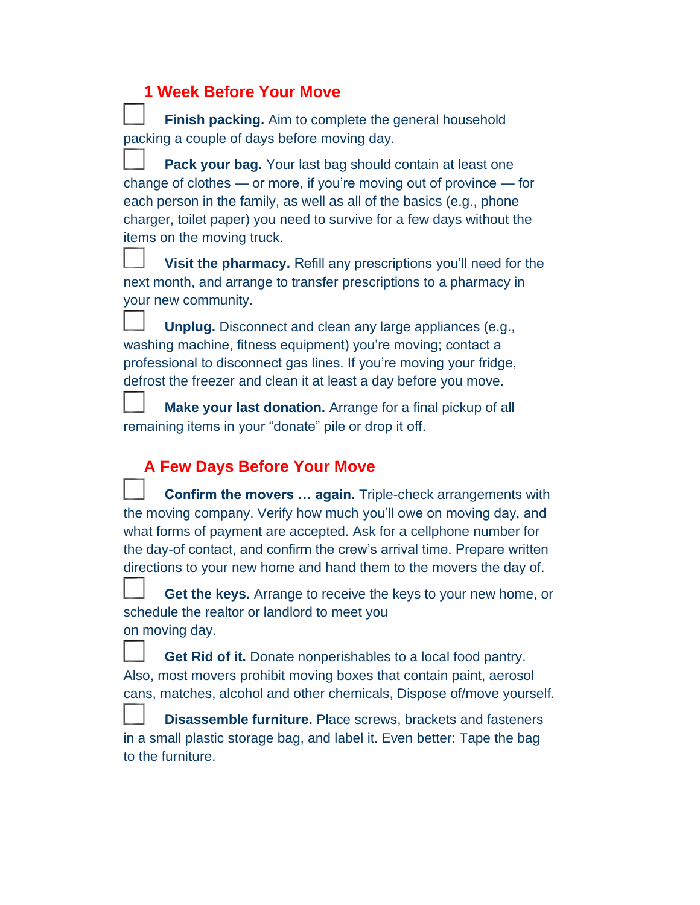## 1 Week Before Your Move

- [ ] **Finish packing.** Aim to complete the general household packing a couple of days before moving day.
- [ ] **Pack your bag.** Your last bag should contain at least one change of clothes — or more, if you're moving out of province — for each person in the family, as well as all of the basics (e.g., phone charger, toilet paper) you need to survive for a few days without the items on the moving truck.
- [ ] **Visit the pharmacy.** Refill any prescriptions you'll need for the next month, and arrange to transfer prescriptions to a pharmacy in your new community.
- [ ] **Unplug.** Disconnect and clean any large appliances (e.g., washing machine, fitness equipment) you're moving; contact a professional to disconnect gas lines. If you're moving your fridge, defrost the freezer and clean it at least a day before you move.
- [ ] **Make your last donation.** Arrange for a final pickup of all remaining items in your "donate" pile or drop it off.

## A Few Days Before Your Move

- [ ] **Confirm the movers … again.** Triple-check arrangements with the moving company. Verify how much you'll owe on moving day, and what forms of payment are accepted. Ask for a cellphone number for the day-of contact, and confirm the crew's arrival time. Prepare written directions to your new home and hand them to the movers the day of.
- [ ] **Get the keys.** Arrange to receive the keys to your new home, or schedule the realtor or landlord to meet you on moving day.
- [ ] **Get Rid of it.** Donate nonperishables to a local food pantry. Also, most movers prohibit moving boxes that contain paint, aerosol cans, matches, alcohol and other chemicals, Dispose of/move yourself.
- [ ] **Disassemble furniture.** Place screws, brackets and fasteners in a small plastic storage bag, and label it. Even better: Tape the bag to the furniture.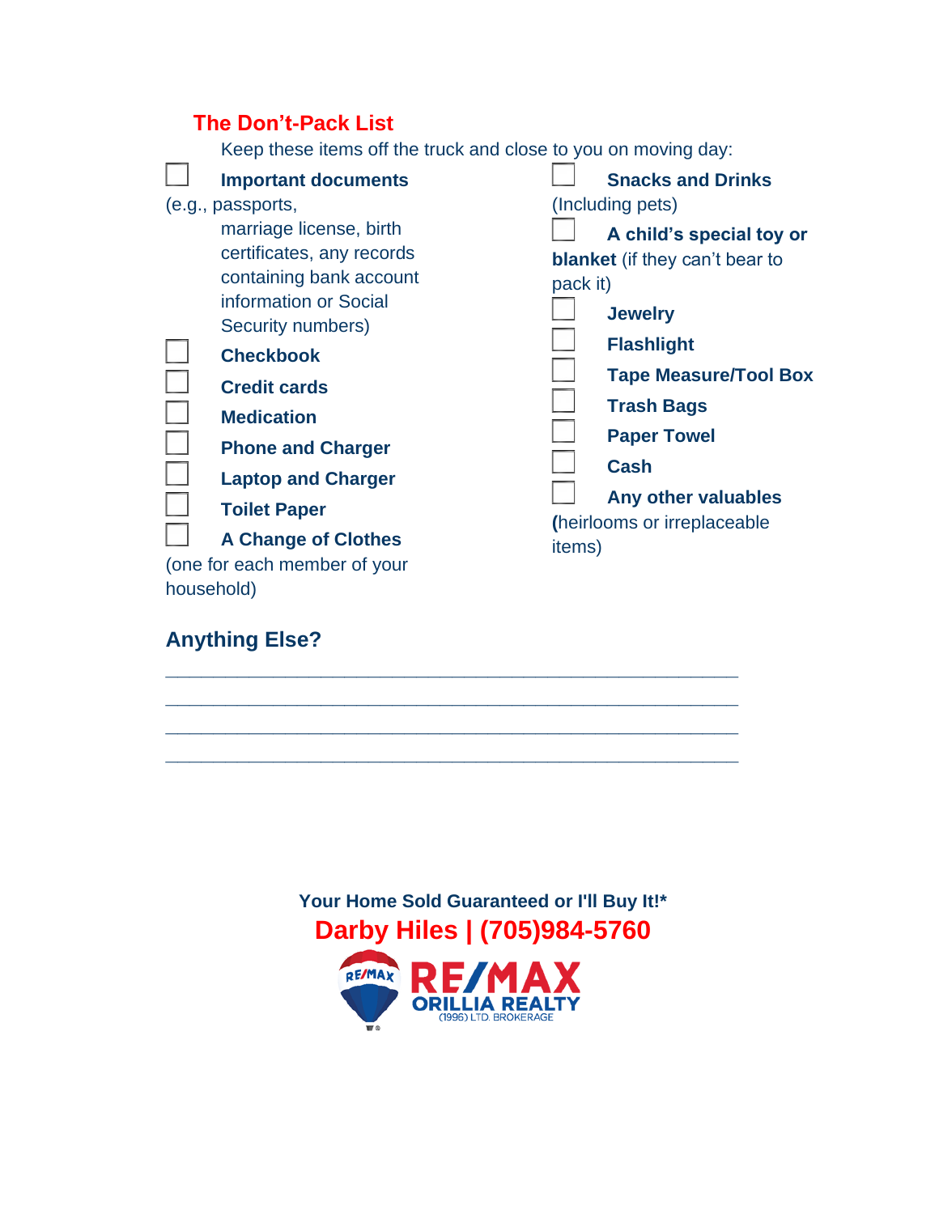## The Don't-Pack List

Keep these items off the truck and close to you on moving day:

- [ ] **Important documents** (e.g., passports, marriage license, birth certificates, any records containing bank account information or Social Security numbers)
- [ ] **Checkbook**
- [ ] **Credit cards**
- [ ] **Medication**
- [ ] **Phone and Charger**
- [ ] **Laptop and Charger**
- [ ] **Toilet Paper**
- [ ] **A Change of Clothes** (one for each member of your household)
- [ ] **Snacks and Drinks** (Including pets)
- [ ] **A child's special toy or blanket** (if they can't bear to pack it)
- [ ] **Jewelry**
- [ ] **Flashlight**
- [ ] **Tape Measure/Tool Box**
- [ ] **Trash Bags**
- [ ] **Paper Towel**
- [ ] **Cash**
- [ ] **Any other valuables** (heirlooms or irreplaceable items)

### Anything Else?

\_\_\_\_\_\_\_\_\_\_\_\_\_\_\_\_\_\_\_\_\_\_\_\_\_\_\_\_\_\_\_\_\_\_\_\_\_\_\_\_\_\_\_\_\_\_\_\_\_\_\_\_

\_\_\_\_\_\_\_\_\_\_\_\_\_\_\_\_\_\_\_\_\_\_\_\_\_\_\_\_\_\_\_\_\_\_\_\_\_\_\_\_\_\_\_\_\_\_\_\_\_\_\_\_

\_\_\_\_\_\_\_\_\_\_\_\_\_\_\_\_\_\_\_\_\_\_\_\_\_\_\_\_\_\_\_\_\_\_\_\_\_\_\_\_\_\_\_\_\_\_\_\_\_\_\_\_

\_\_\_\_\_\_\_\_\_\_\_\_\_\_\_\_\_\_\_\_\_\_\_\_\_\_\_\_\_\_\_\_\_\_\_\_\_\_\_\_\_\_\_\_\_\_\_\_\_\_\_\_

**Your Home Sold Guaranteed or I'll Buy It!***

**Darby Hiles | (705)984-5760**

RE/MAX ORILLIA REALTY (1996) LTD. BROKERAGE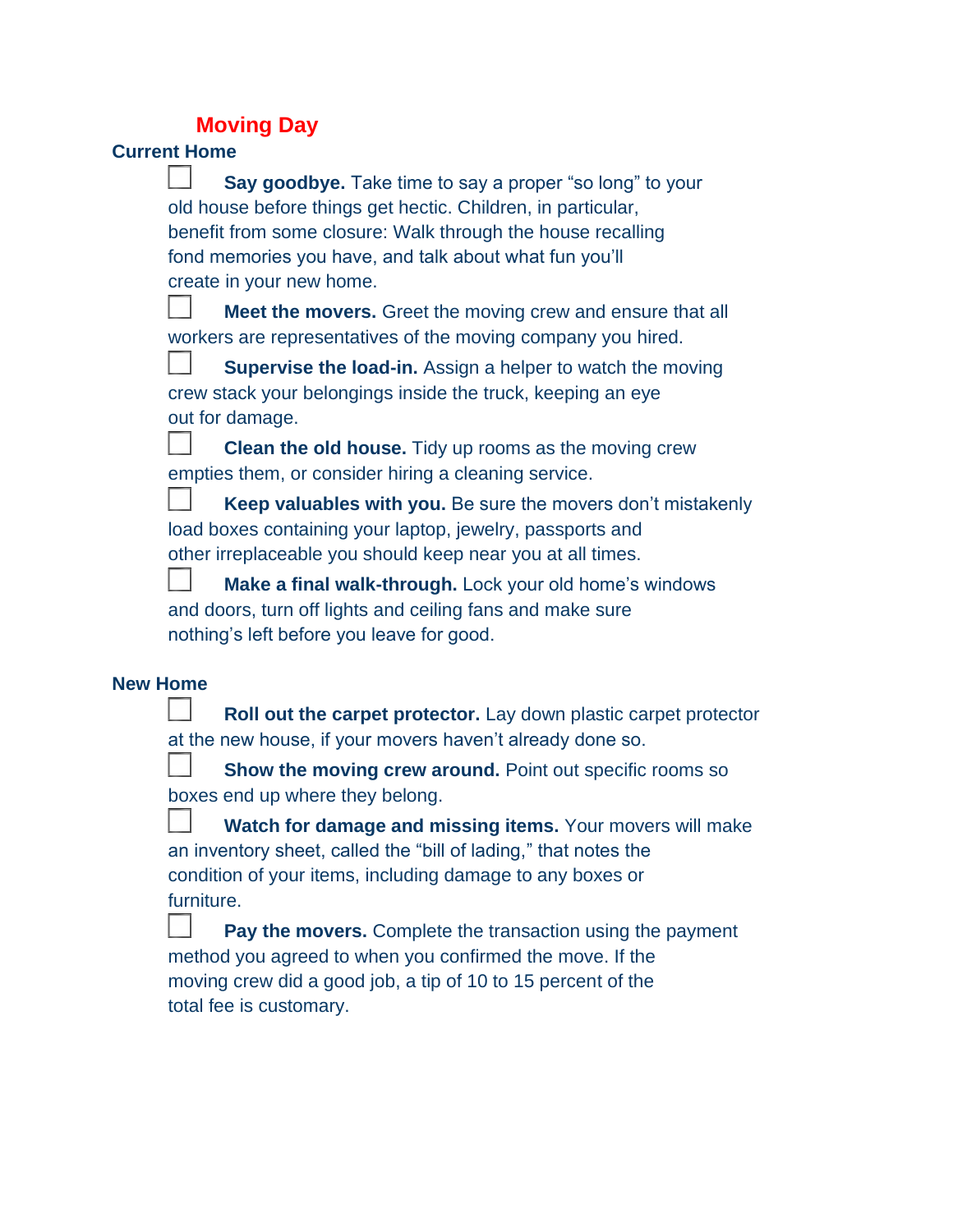# Moving Day

## Current Home

- [ ] **Say goodbye.** Take time to say a proper "so long" to your old house before things get hectic. Children, in particular, benefit from some closure: Walk through the house recalling fond memories you have, and talk about what fun you'll create in your new home.
- [ ] **Meet the movers.** Greet the moving crew and ensure that all workers are representatives of the moving company you hired.
- [ ] **Supervise the load-in.** Assign a helper to watch the moving crew stack your belongings inside the truck, keeping an eye out for damage.
- [ ] **Clean the old house.** Tidy up rooms as the moving crew empties them, or consider hiring a cleaning service.
- [ ] **Keep valuables with you.** Be sure the movers don't mistakenly load boxes containing your laptop, jewelry, passports and other irreplaceable you should keep near you at all times.
- [ ] **Make a final walk-through.** Lock your old home's windows and doors, turn off lights and ceiling fans and make sure nothing's left before you leave for good.

## New Home

- [ ] **Roll out the carpet protector.** Lay down plastic carpet protector at the new house, if your movers haven't already done so.
- [ ] **Show the moving crew around.** Point out specific rooms so boxes end up where they belong.
- [ ] **Watch for damage and missing items.** Your movers will make an inventory sheet, called the "bill of lading," that notes the condition of your items, including damage to any boxes or furniture.
- [ ] **Pay the movers.** Complete the transaction using the payment method you agreed to when you confirmed the move. If the moving crew did a good job, a tip of 10 to 15 percent of the total fee is customary.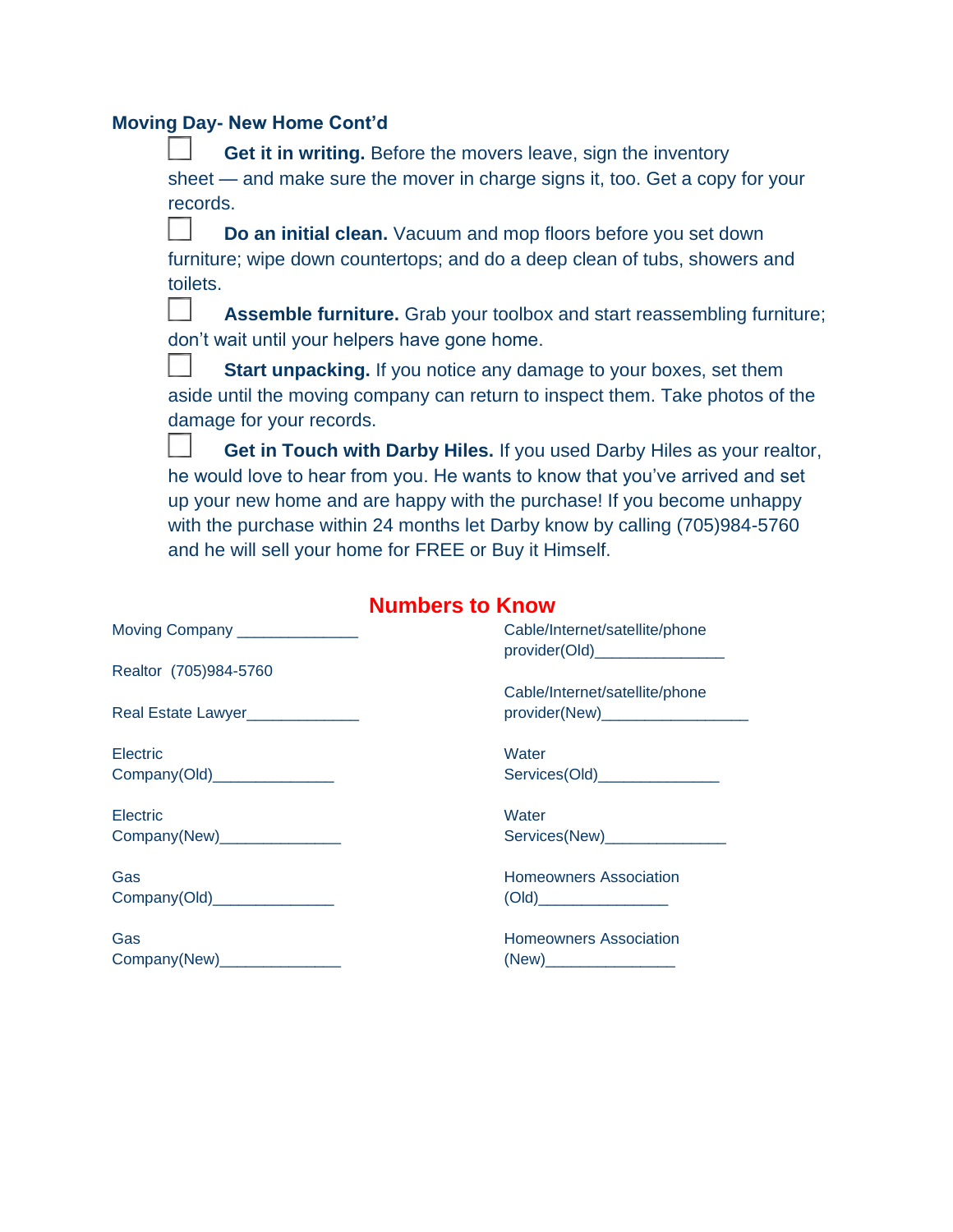## Moving Day- New Home Cont'd

- [ ] **Get it in writing.** Before the movers leave, sign the inventory sheet — and make sure the mover in charge signs it, too. Get a copy for your records.
- [ ] **Do an initial clean.** Vacuum and mop floors before you set down furniture; wipe down countertops; and do a deep clean of tubs, showers and toilets.
- [ ] **Assemble furniture.** Grab your toolbox and start reassembling furniture; don't wait until your helpers have gone home.
- [ ] **Start unpacking.** If you notice any damage to your boxes, set them aside until the moving company can return to inspect them. Take photos of the damage for your records.
- [ ] **Get in Touch with Darby Hiles.** If you used Darby Hiles as your realtor, he would love to hear from you. He wants to know that you've arrived and set up your new home and are happy with the purchase! If you become unhappy with the purchase within 24 months let Darby know by calling (705)984-5760 and he will sell your home for FREE or Buy it Himself.

## Numbers to Know

Moving Company ______________

Realtor (705)984-5760

Real Estate Lawyer_____________

Electric Company(Old)______________

Electric Company(New)______________

Gas Company(Old)______________

Gas Company(New)______________

Cable/Internet/satellite/phone provider(Old)_______________

Cable/Internet/satellite/phone provider(New)_________________

Water Services(Old)______________

Water Services(New)______________

Homeowners Association (Old)_______________

Homeowners Association (New)_______________